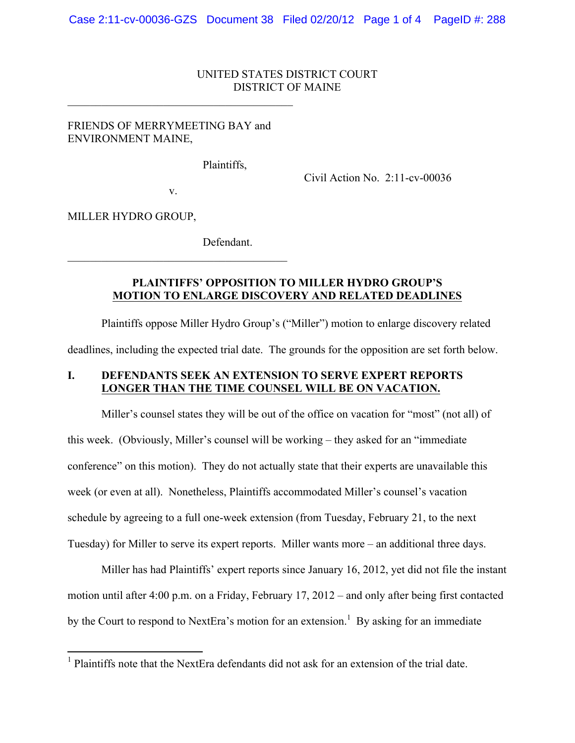UNITED STATES DISTRICT COURT
DISTRICT OF MAINE

---

FRIENDS OF MERRYMEETING BAY and ENVIRONMENT MAINE,

Plaintiffs,

v.

Civil Action No. 2:11-cv-00036

MILLER HYDRO GROUP,

Defendant.

---

**PLAINTIFFS' OPPOSITION TO MILLER HYDRO GROUP'S MOTION TO ENLARGE DISCOVERY AND RELATED DEADLINES**

Plaintiffs oppose Miller Hydro Group's ("Miller") motion to enlarge discovery related deadlines, including the expected trial date. The grounds for the opposition are set forth below.

## I. DEFENDANTS SEEK AN EXTENSION TO SERVE EXPERT REPORTS LONGER THAN THE TIME COUNSEL WILL BE ON VACATION.

Miller's counsel states they will be out of the office on vacation for "most" (not all) of this week. (Obviously, Miller's counsel will be working – they asked for an "immediate conference" on this motion). They do not actually state that their experts are unavailable this week (or even at all). Nonetheless, Plaintiffs accommodated Miller's counsel's vacation schedule by agreeing to a full one-week extension (from Tuesday, February 21, to the next Tuesday) for Miller to serve its expert reports. Miller wants more – an additional three days.

Miller has had Plaintiffs' expert reports since January 16, 2012, yet did not file the instant motion until after 4:00 p.m. on a Friday, February 17, 2012 – and only after being first contacted by the Court to respond to NextEra's motion for an extension.[1] By asking for an immediate

---

[1] Plaintiffs note that the NextEra defendants did not ask for an extension of the trial date.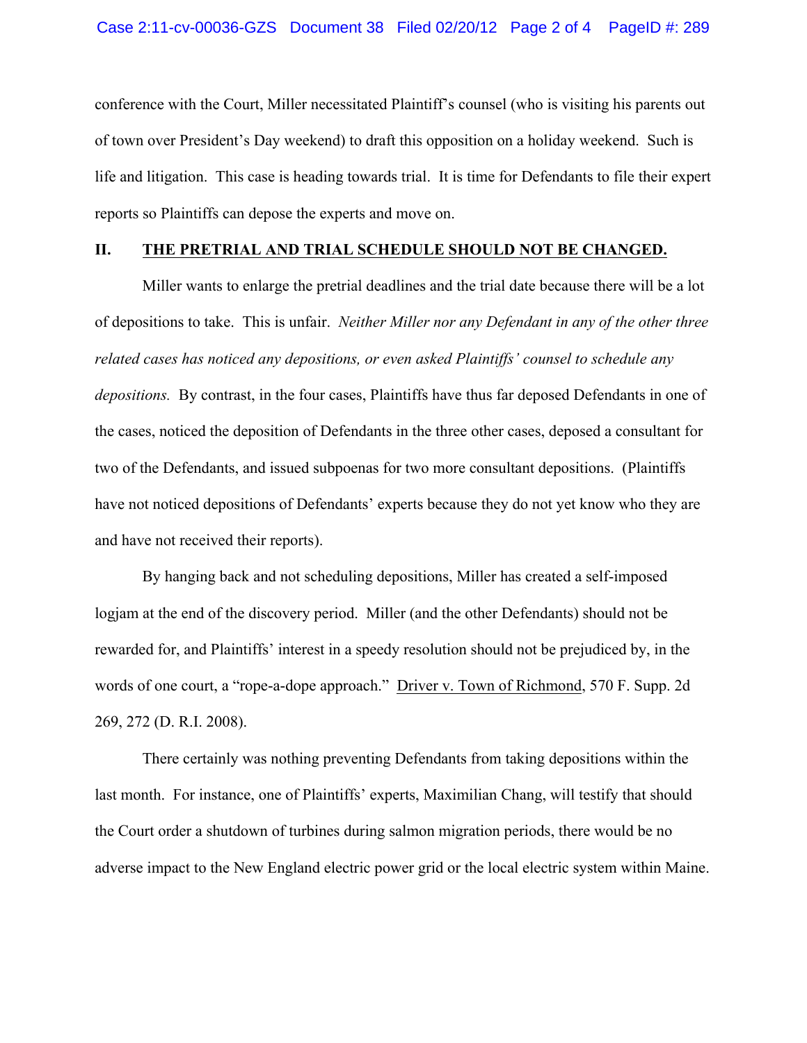conference with the Court, Miller necessitated Plaintiff's counsel (who is visiting his parents out of town over President's Day weekend) to draft this opposition on a holiday weekend. Such is life and litigation. This case is heading towards trial. It is time for Defendants to file their expert reports so Plaintiffs can depose the experts and move on.

## II. <u>THE PRETRIAL AND TRIAL SCHEDULE SHOULD NOT BE CHANGED.</u>

Miller wants to enlarge the pretrial deadlines and the trial date because there will be a lot of depositions to take. This is unfair. *Neither Miller nor any Defendant in any of the other three related cases has noticed any depositions, or even asked Plaintiffs' counsel to schedule any depositions.* By contrast, in the four cases, Plaintiffs have thus far deposed Defendants in one of the cases, noticed the deposition of Defendants in the three other cases, deposed a consultant for two of the Defendants, and issued subpoenas for two more consultant depositions. (Plaintiffs have not noticed depositions of Defendants' experts because they do not yet know who they are and have not received their reports).

By hanging back and not scheduling depositions, Miller has created a self-imposed logjam at the end of the discovery period. Miller (and the other Defendants) should not be rewarded for, and Plaintiffs' interest in a speedy resolution should not be prejudiced by, in the words of one court, a "rope-a-dope approach." <u>Driver v. Town of Richmond</u>, 570 F. Supp. 2d 269, 272 (D. R.I. 2008).

There certainly was nothing preventing Defendants from taking depositions within the last month. For instance, one of Plaintiffs' experts, Maximilian Chang, will testify that should the Court order a shutdown of turbines during salmon migration periods, there would be no adverse impact to the New England electric power grid or the local electric system within Maine.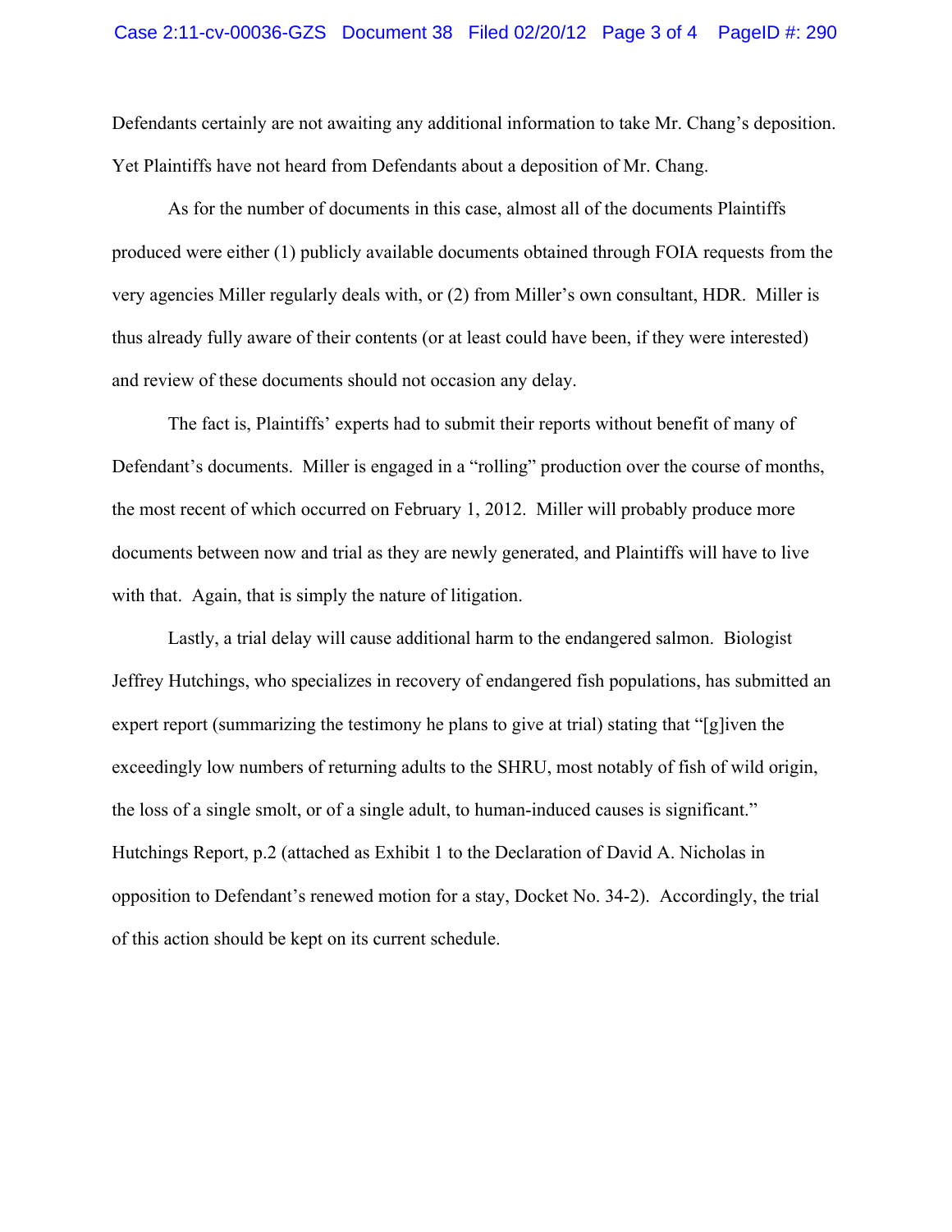Defendants certainly are not awaiting any additional information to take Mr. Chang's deposition. Yet Plaintiffs have not heard from Defendants about a deposition of Mr. Chang.

As for the number of documents in this case, almost all of the documents Plaintiffs produced were either (1) publicly available documents obtained through FOIA requests from the very agencies Miller regularly deals with, or (2) from Miller's own consultant, HDR. Miller is thus already fully aware of their contents (or at least could have been, if they were interested) and review of these documents should not occasion any delay.

The fact is, Plaintiffs' experts had to submit their reports without benefit of many of Defendant's documents. Miller is engaged in a "rolling" production over the course of months, the most recent of which occurred on February 1, 2012. Miller will probably produce more documents between now and trial as they are newly generated, and Plaintiffs will have to live with that. Again, that is simply the nature of litigation.

Lastly, a trial delay will cause additional harm to the endangered salmon. Biologist Jeffrey Hutchings, who specializes in recovery of endangered fish populations, has submitted an expert report (summarizing the testimony he plans to give at trial) stating that "[g]iven the exceedingly low numbers of returning adults to the SHRU, most notably of fish of wild origin, the loss of a single smolt, or of a single adult, to human-induced causes is significant." Hutchings Report, p.2 (attached as Exhibit 1 to the Declaration of David A. Nicholas in opposition to Defendant's renewed motion for a stay, Docket No. 34-2). Accordingly, the trial of this action should be kept on its current schedule.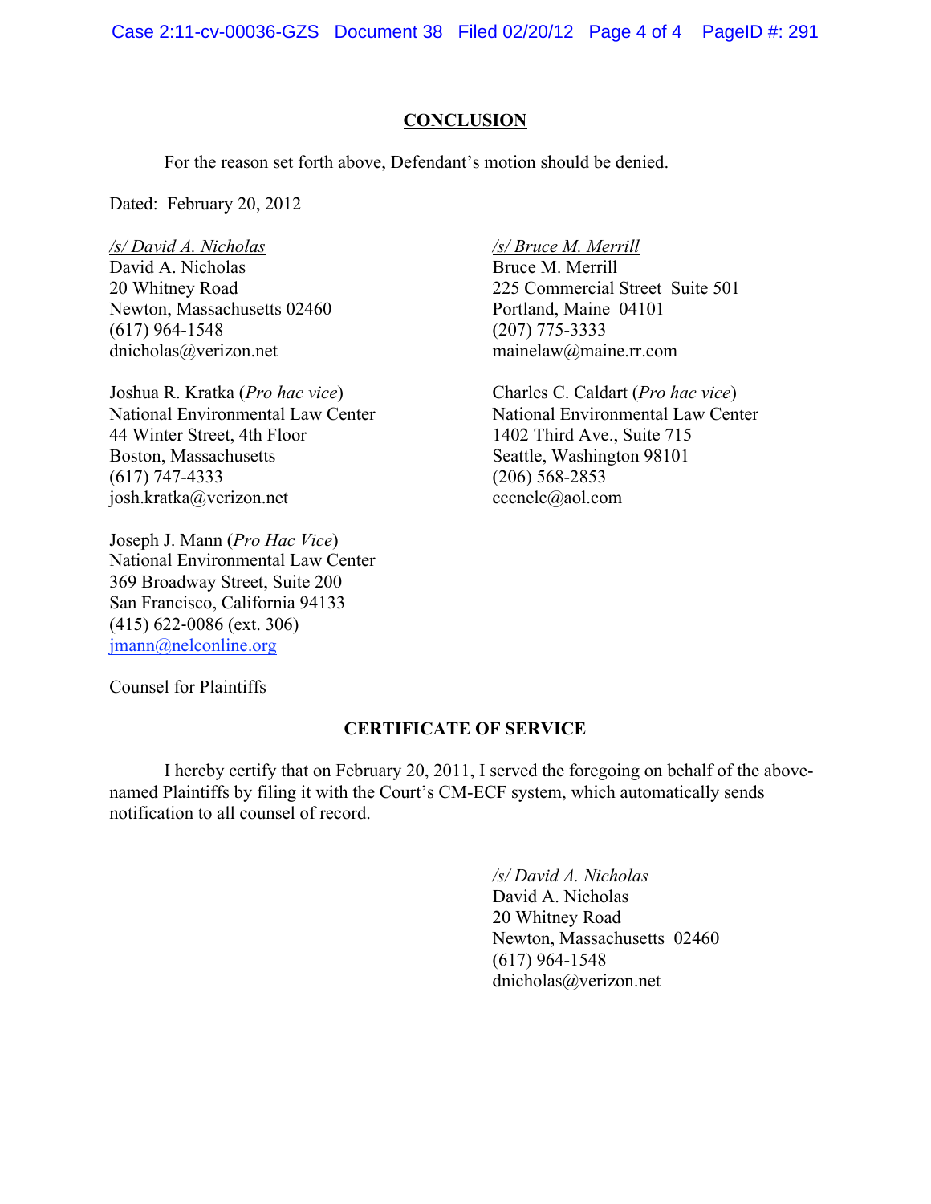## CONCLUSION

For the reason set forth above, Defendant's motion should be denied.

Dated: February 20, 2012

*/s/ David A. Nicholas*
David A. Nicholas
20 Whitney Road
Newton, Massachusetts 02460
(617) 964-1548
dnicholas@verizon.net

*/s/ Bruce M. Merrill*
Bruce M. Merrill
225 Commercial Street Suite 501
Portland, Maine 04101
(207) 775-3333
mainelaw@maine.rr.com

Joshua R. Kratka (*Pro hac vice*)
National Environmental Law Center
44 Winter Street, 4th Floor
Boston, Massachusetts
(617) 747-4333
josh.kratka@verizon.net

Charles C. Caldart (*Pro hac vice*)
National Environmental Law Center
1402 Third Ave., Suite 715
Seattle, Washington 98101
(206) 568-2853
cccnelc@aol.com

Joseph J. Mann (*Pro Hac Vice*)
National Environmental Law Center
369 Broadway Street, Suite 200
San Francisco, California 94133
(415) 622-0086 (ext. 306)
jmann@nelconline.org

Counsel for Plaintiffs

## CERTIFICATE OF SERVICE

I hereby certify that on February 20, 2011, I served the foregoing on behalf of the above-named Plaintiffs by filing it with the Court's CM-ECF system, which automatically sends notification to all counsel of record.

*/s/ David A. Nicholas*
David A. Nicholas
20 Whitney Road
Newton, Massachusetts 02460
(617) 964-1548
dnicholas@verizon.net